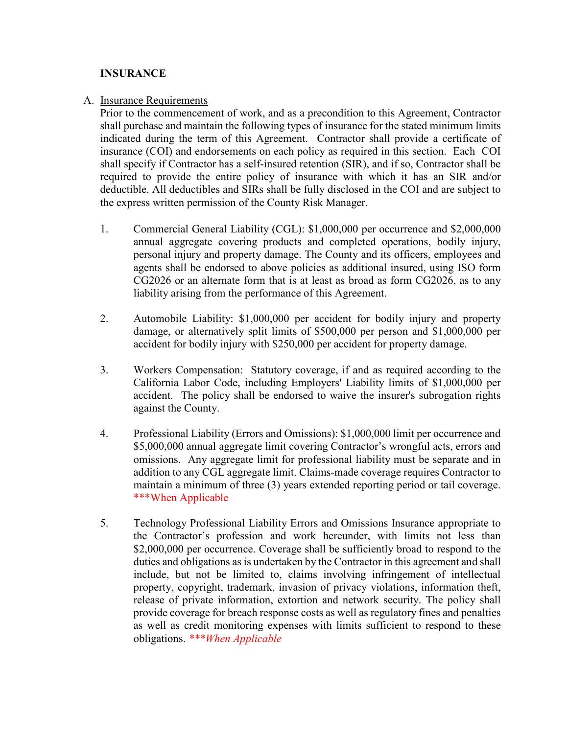**INSURANCE**

A. <u>Insurance Requirements</u>

Prior to the commencement of work, and as a precondition to this Agreement, Contractor shall purchase and maintain the following types of insurance for the stated minimum limits indicated during the term of this Agreement. Contractor shall provide a certificate of insurance (COI) and endorsements on each policy as required in this section. Each COI shall specify if Contractor has a self-insured retention (SIR), and if so, Contractor shall be required to provide the entire policy of insurance with which it has an SIR and/or deductible. All deductibles and SIRs shall be fully disclosed in the COI and are subject to the express written permission of the County Risk Manager.

1. Commercial General Liability (CGL): $1,000,000 per occurrence and $2,000,000 annual aggregate covering products and completed operations, bodily injury, personal injury and property damage. The County and its officers, employees and agents shall be endorsed to above policies as additional insured, using ISO form CG2026 or an alternate form that is at least as broad as form CG2026, as to any liability arising from the performance of this Agreement.

2. Automobile Liability: $1,000,000 per accident for bodily injury and property damage, or alternatively split limits of $500,000 per person and $1,000,000 per accident for bodily injury with $250,000 per accident for property damage.

3. Workers Compensation: Statutory coverage, if and as required according to the California Labor Code, including Employers' Liability limits of $1,000,000 per accident. The policy shall be endorsed to waive the insurer's subrogation rights against the County.

4. Professional Liability (Errors and Omissions): $1,000,000 limit per occurrence and $5,000,000 annual aggregate limit covering Contractor's wrongful acts, errors and omissions. Any aggregate limit for professional liability must be separate and in addition to any CGL aggregate limit. Claims-made coverage requires Contractor to maintain a minimum of three (3) years extended reporting period or tail coverage. ***When Applicable

5. Technology Professional Liability Errors and Omissions Insurance appropriate to the Contractor's profession and work hereunder, with limits not less than $2,000,000 per occurrence. Coverage shall be sufficiently broad to respond to the duties and obligations as is undertaken by the Contractor in this agreement and shall include, but not be limited to, claims involving infringement of intellectual property, copyright, trademark, invasion of privacy violations, information theft, release of private information, extortion and network security. The policy shall provide coverage for breach response costs as well as regulatory fines and penalties as well as credit monitoring expenses with limits sufficient to respond to these obligations. ****When Applicable*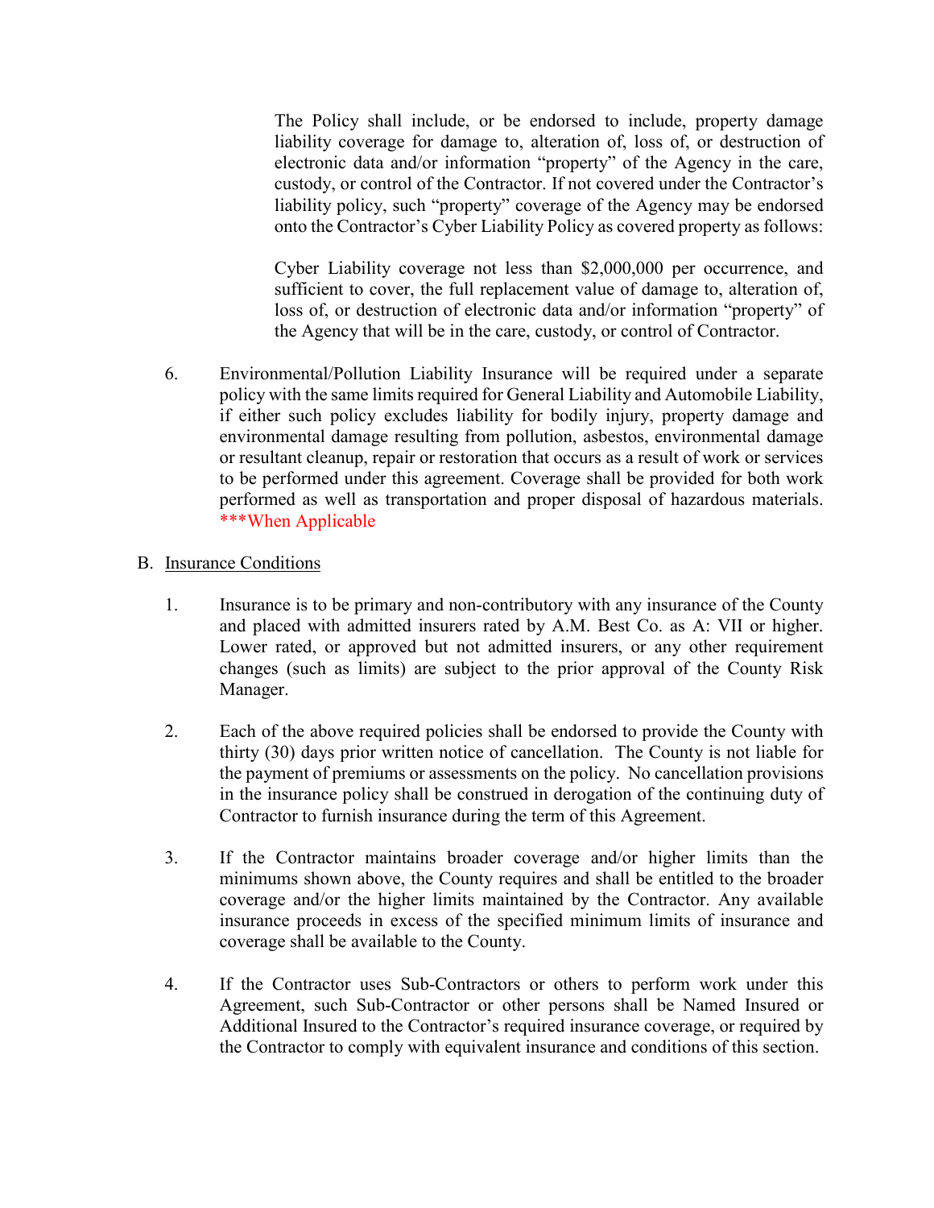The Policy shall include, or be endorsed to include, property damage liability coverage for damage to, alteration of, loss of, or destruction of electronic data and/or information "property" of the Agency in the care, custody, or control of the Contractor. If not covered under the Contractor's liability policy, such "property" coverage of the Agency may be endorsed onto the Contractor's Cyber Liability Policy as covered property as follows:

Cyber Liability coverage not less than $2,000,000 per occurrence, and sufficient to cover, the full replacement value of damage to, alteration of, loss of, or destruction of electronic data and/or information "property" of the Agency that will be in the care, custody, or control of Contractor.

6. Environmental/Pollution Liability Insurance will be required under a separate policy with the same limits required for General Liability and Automobile Liability, if either such policy excludes liability for bodily injury, property damage and environmental damage resulting from pollution, asbestos, environmental damage or resultant cleanup, repair or restoration that occurs as a result of work or services to be performed under this agreement. Coverage shall be provided for both work performed as well as transportation and proper disposal of hazardous materials. ***When Applicable

B. Insurance Conditions

1. Insurance is to be primary and non-contributory with any insurance of the County and placed with admitted insurers rated by A.M. Best Co. as A: VII or higher. Lower rated, or approved but not admitted insurers, or any other requirement changes (such as limits) are subject to the prior approval of the County Risk Manager.

2. Each of the above required policies shall be endorsed to provide the County with thirty (30) days prior written notice of cancellation. The County is not liable for the payment of premiums or assessments on the policy. No cancellation provisions in the insurance policy shall be construed in derogation of the continuing duty of Contractor to furnish insurance during the term of this Agreement.

3. If the Contractor maintains broader coverage and/or higher limits than the minimums shown above, the County requires and shall be entitled to the broader coverage and/or the higher limits maintained by the Contractor. Any available insurance proceeds in excess of the specified minimum limits of insurance and coverage shall be available to the County.

4. If the Contractor uses Sub-Contractors or others to perform work under this Agreement, such Sub-Contractor or other persons shall be Named Insured or Additional Insured to the Contractor's required insurance coverage, or required by the Contractor to comply with equivalent insurance and conditions of this section.